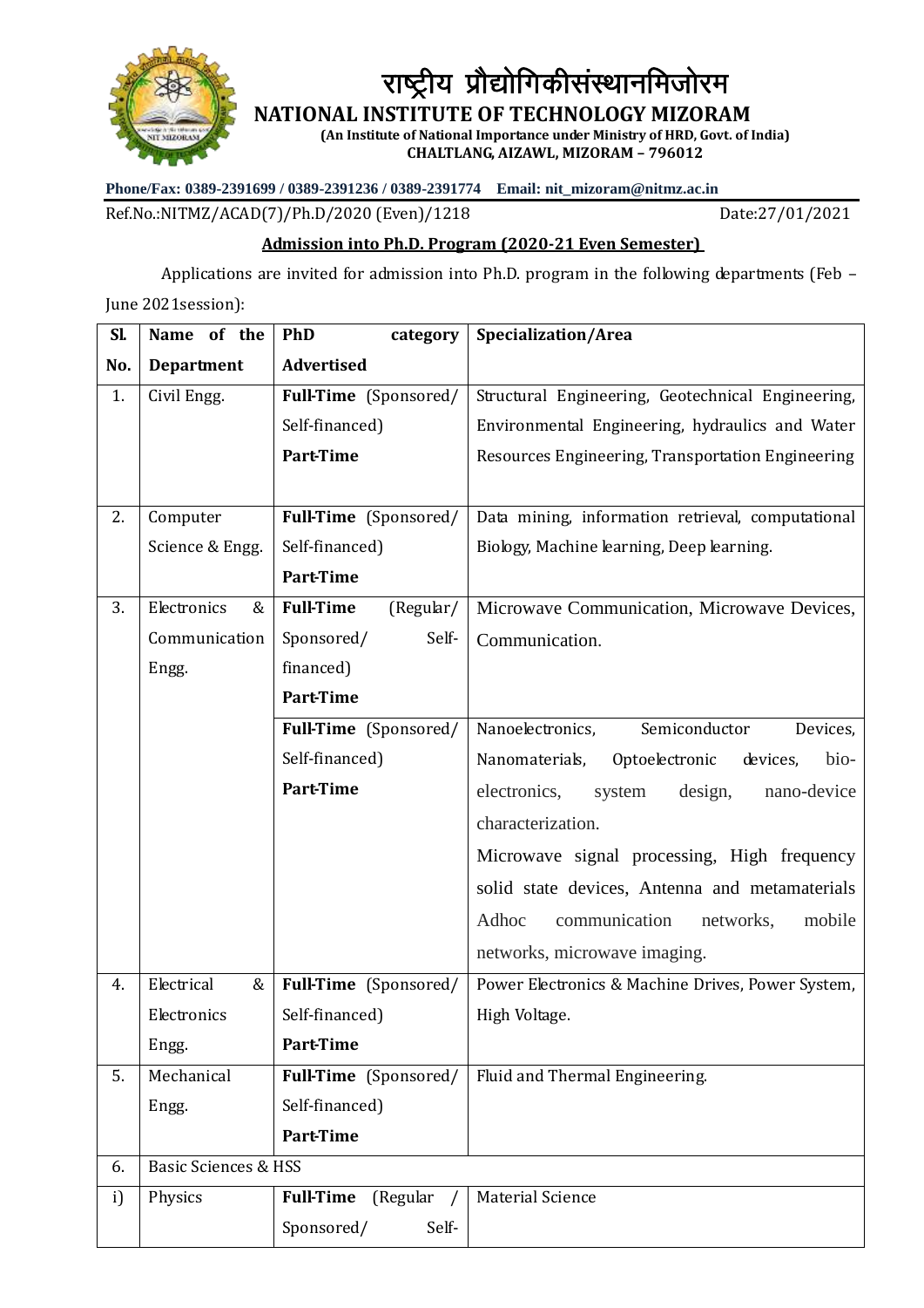# राष्ट्रीय प्रौद्योगिकीसंस्थानमिजोरम

## NATIONAL INSTITUTE OF TECHNOLOGY MIZORAM

**(An Institute of National Importance under Ministry of HRD, Govt. of India)**
**CHALTLANG, AIZAWL, MIZORAM – 796012**

**Phone/Fax: 0389-2391699 / 0389-2391236 / 0389-2391774 Email: nit_mizoram@nitmz.ac.in**

Ref.No.:NITMZ/ACAD(7)/Ph.D/2020 (Even)/1218 Date:27/01/2021

**Admission into Ph.D. Program (2020-21 Even Semester)**

Applications are invited for admission into Ph.D. program in the following departments (Feb – June 2021session):

| Sl. No. | Name of the Department | PhD category Advertised | Specialization/Area |
|---|---|---|---|
| 1. | Civil Engg. | **Full-Time** (Sponsored/ Self-financed) **Part-Time** | Structural Engineering, Geotechnical Engineering, Environmental Engineering, hydraulics and Water Resources Engineering, Transportation Engineering |
| 2. | Computer Science & Engg. | **Full-Time** (Sponsored/ Self-financed) **Part-Time** | Data mining, information retrieval, computational Biology, Machine learning, Deep learning. |
| 3. | Electronics & Communication Engg. | **Full-Time** (Regular/ Sponsored/ Self-financed) **Part-Time** | Microwave Communication, Microwave Devices, Communication. |
| | | **Full-Time** (Sponsored/ Self-financed) **Part-Time** | Nanoelectronics, Semiconductor Devices, Nanomaterials, Optoelectronic devices, bio-electronics, system design, nano-device characterization. Microwave signal processing, High frequency solid state devices, Antenna and metamaterials Adhoc communication networks, mobile networks, microwave imaging. |
| 4. | Electrical & Electronics Engg. | **Full-Time** (Sponsored/ Self-financed) **Part-Time** | Power Electronics & Machine Drives, Power System, High Voltage. |
| 5. | Mechanical Engg. | **Full-Time** (Sponsored/ Self-financed) **Part-Time** | Fluid and Thermal Engineering. |
| 6. | Basic Sciences & HSS | | |
| i) | Physics | **Full-Time** (Regular / Sponsored/ Self- | Material Science |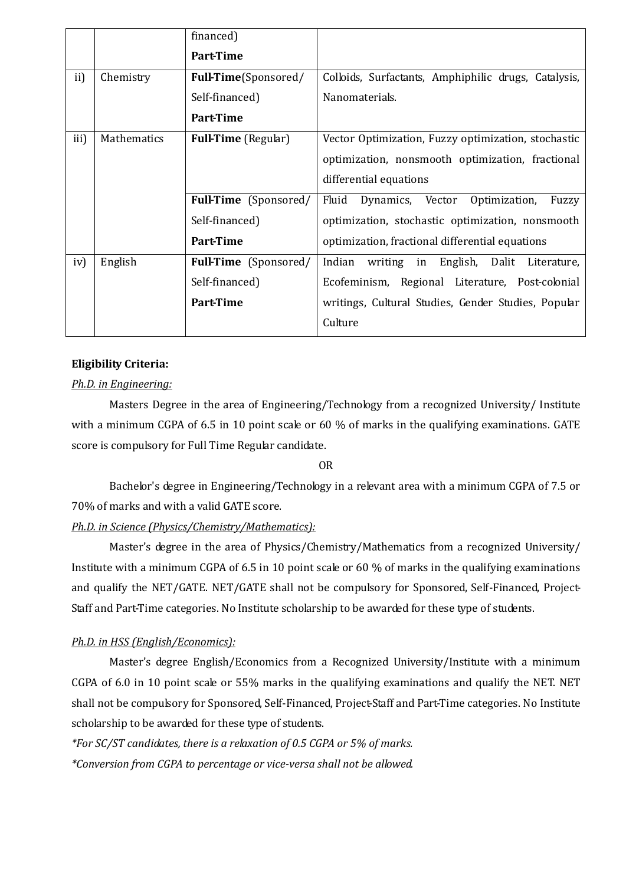| | | financed)<br>**Part-Time** | |
|---|---|---|---|
| ii) | Chemistry | **Full-Time**(Sponsored/ Self-financed)<br>**Part-Time** | Colloids, Surfactants, Amphiphilic drugs, Catalysis, Nanomaterials. |
| iii) | Mathematics | **Full-Time** (Regular) | Vector Optimization, Fuzzy optimization, stochastic optimization, nonsmooth optimization, fractional differential equations |
| | | **Full-Time** (Sponsored/ Self-financed)<br>**Part-Time** | Fluid Dynamics, Vector Optimization, Fuzzy optimization, stochastic optimization, nonsmooth optimization, fractional differential equations |
| iv) | English | **Full-Time** (Sponsored/ Self-financed)<br>**Part-Time** | Indian writing in English, Dalit Literature, Ecofeminism, Regional Literature, Post-colonial writings, Cultural Studies, Gender Studies, Popular Culture |

**Eligibility Criteria:**

*Ph.D. in Engineering:*

Masters Degree in the area of Engineering/Technology from a recognized University/ Institute with a minimum CGPA of 6.5 in 10 point scale or 60 % of marks in the qualifying examinations. GATE score is compulsory for Full Time Regular candidate.

OR

Bachelor's degree in Engineering/Technology in a relevant area with a minimum CGPA of 7.5 or 70% of marks and with a valid GATE score.

*Ph.D. in Science (Physics/Chemistry/Mathematics):*

Master's degree in the area of Physics/Chemistry/Mathematics from a recognized University/ Institute with a minimum CGPA of 6.5 in 10 point scale or 60 % of marks in the qualifying examinations and qualify the NET/GATE. NET/GATE shall not be compulsory for Sponsored, Self-Financed, Project-Staff and Part-Time categories. No Institute scholarship to be awarded for these type of students.

*Ph.D. in HSS (English/Economics):*

Master's degree English/Economics from a Recognized University/Institute with a minimum CGPA of 6.0 in 10 point scale or 55% marks in the qualifying examinations and qualify the NET. NET shall not be compulsory for Sponsored, Self-Financed, Project-Staff and Part-Time categories. No Institute scholarship to be awarded for these type of students.

*\*For SC/ST candidates, there is a relaxation of 0.5 CGPA or 5% of marks.*

*\*Conversion from CGPA to percentage or vice-versa shall not be allowed.*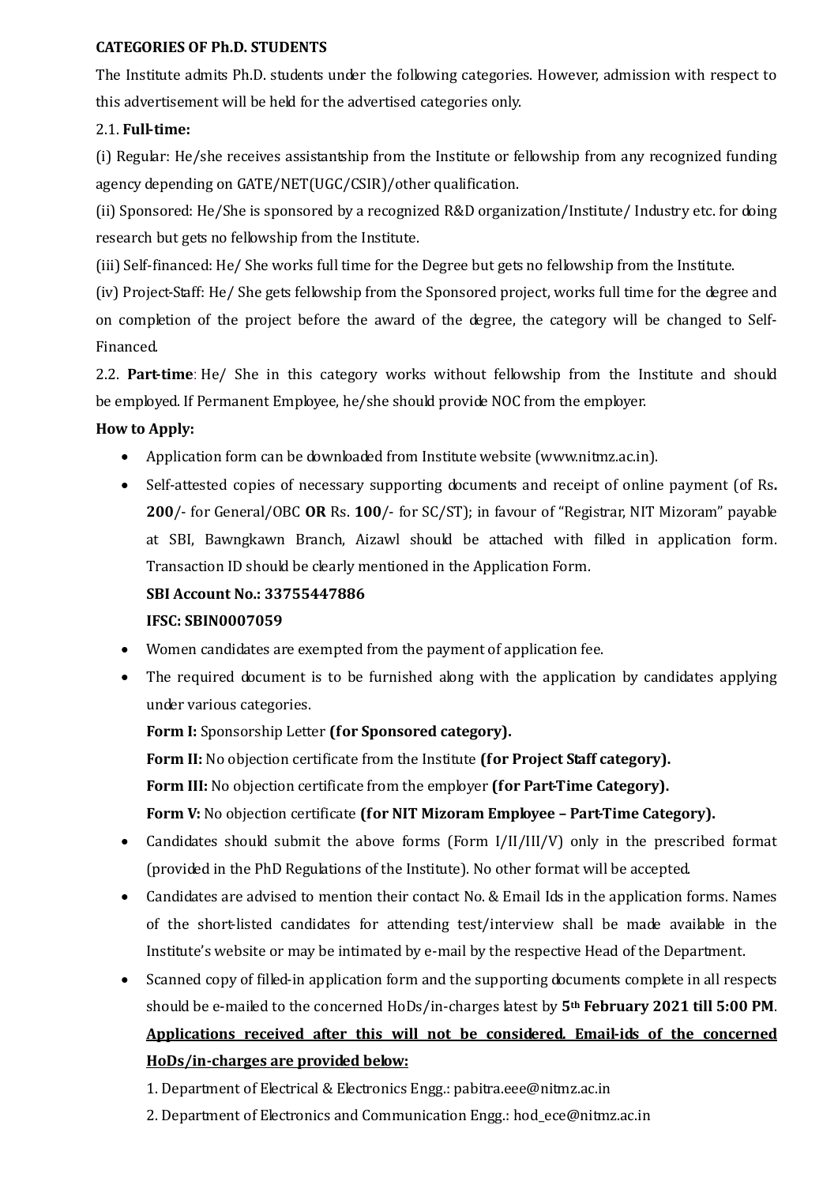**CATEGORIES OF Ph.D. STUDENTS**

The Institute admits Ph.D. students under the following categories. However, admission with respect to this advertisement will be held for the advertised categories only.

2.1. **Full-time:**

(i) Regular: He/she receives assistantship from the Institute or fellowship from any recognized funding agency depending on GATE/NET(UGC/CSIR)/other qualification.

(ii) Sponsored: He/She is sponsored by a recognized R&D organization/Institute/ Industry etc. for doing research but gets no fellowship from the Institute.

(iii) Self-financed: He/ She works full time for the Degree but gets no fellowship from the Institute.

(iv) Project-Staff: He/ She gets fellowship from the Sponsored project, works full time for the degree and on completion of the project before the award of the degree, the category will be changed to Self-Financed.

2.2. **Part-time**: He/ She in this category works without fellowship from the Institute and should be employed. If Permanent Employee, he/she should provide NOC from the employer.

**How to Apply:**

- Application form can be downloaded from Institute website (www.nitmz.ac.in).
- Self-attested copies of necessary supporting documents and receipt of online payment (of Rs**. 200**/- for General/OBC **OR** Rs. **100**/- for SC/ST); in favour of "Registrar, NIT Mizoram" payable at SBI, Bawngkawn Branch, Aizawl should be attached with filled in application form. Transaction ID should be clearly mentioned in the Application Form.

  **SBI Account No.: 33755447886**

  **IFSC: SBIN0007059**
- Women candidates are exempted from the payment of application fee.
- The required document is to be furnished along with the application by candidates applying under various categories.

  **Form I:** Sponsorship Letter **(for Sponsored category).**

  **Form II:** No objection certificate from the Institute **(for Project Staff category).**

  **Form III:** No objection certificate from the employer **(for Part-Time Category).**

  **Form V:** No objection certificate **(for NIT Mizoram Employee – Part-Time Category).**
- Candidates should submit the above forms (Form I/II/III/V) only in the prescribed format (provided in the PhD Regulations of the Institute). No other format will be accepted.
- Candidates are advised to mention their contact No. & Email Ids in the application forms. Names of the short-listed candidates for attending test/interview shall be made available in the Institute's website or may be intimated by e-mail by the respective Head of the Department.
- Scanned copy of filled-in application form and the supporting documents complete in all respects should be e-mailed to the concerned HoDs/in-charges latest by **5th February 2021 till 5:00 PM**. **Applications received after this will not be considered. Email-ids of the concerned HoDs/in-charges are provided below:**

  1. Department of Electrical & Electronics Engg.: pabitra.eee@nitmz.ac.in

  2. Department of Electronics and Communication Engg.: hod_ece@nitmz.ac.in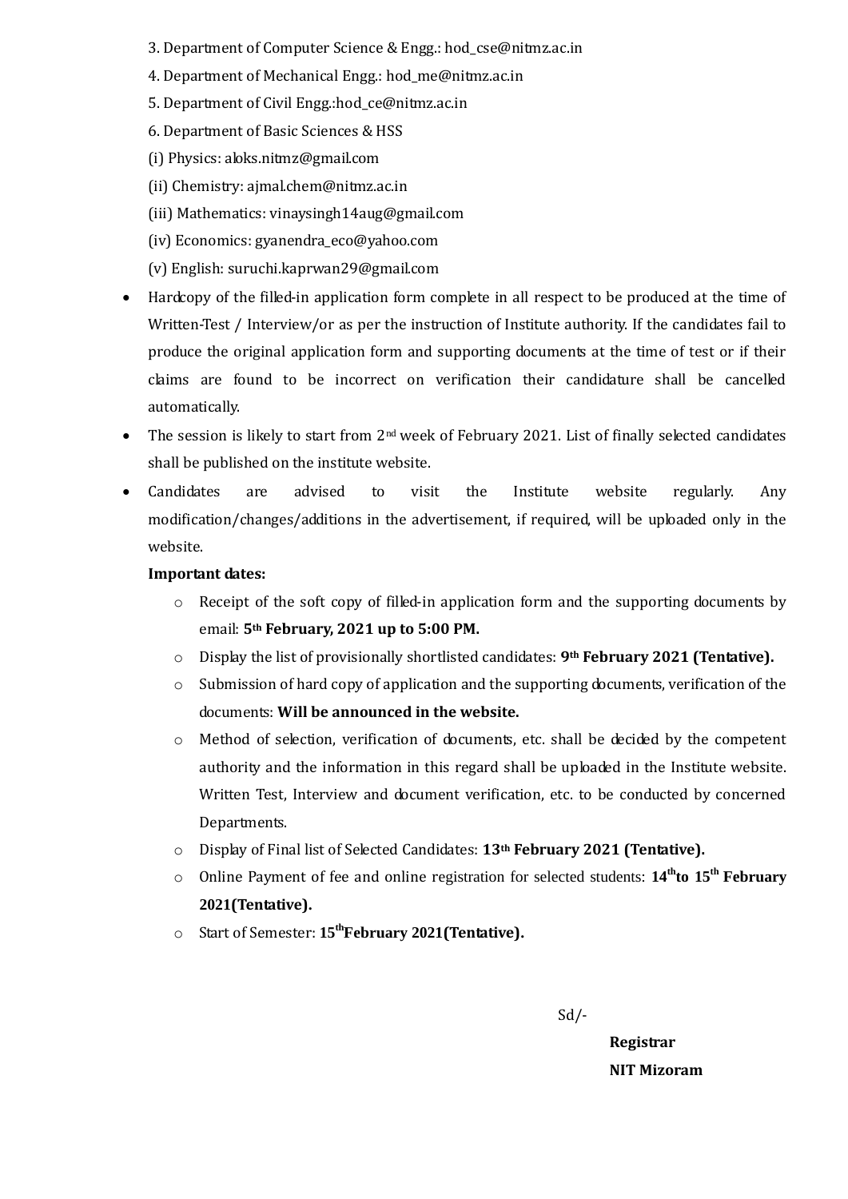3. Department of Computer Science & Engg.: hod_cse@nitmz.ac.in

4. Department of Mechanical Engg.: hod_me@nitmz.ac.in

5. Department of Civil Engg.:hod_ce@nitmz.ac.in

6. Department of Basic Sciences & HSS

(i) Physics: aloks.nitmz@gmail.com

(ii) Chemistry: ajmal.chem@nitmz.ac.in

(iii) Mathematics: vinaysingh14aug@gmail.com

(iv) Economics: gyanendra_eco@yahoo.com

(v) English: suruchi.kaprwan29@gmail.com

- Hardcopy of the filled-in application form complete in all respect to be produced at the time of Written-Test / Interview/or as per the instruction of Institute authority. If the candidates fail to produce the original application form and supporting documents at the time of test or if their claims are found to be incorrect on verification their candidature shall be cancelled automatically.
- The session is likely to start from 2nd week of February 2021. List of finally selected candidates shall be published on the institute website.
- Candidates are advised to visit the Institute website regularly. Any modification/changes/additions in the advertisement, if required, will be uploaded only in the website.

**Important dates:**

- Receipt of the soft copy of filled-in application form and the supporting documents by email: **5th February, 2021 up to 5:00 PM.**
- Display the list of provisionally shortlisted candidates: **9th February 2021 (Tentative).**
- Submission of hard copy of application and the supporting documents, verification of the documents: **Will be announced in the website.**
- Method of selection, verification of documents, etc. shall be decided by the competent authority and the information in this regard shall be uploaded in the Institute website. Written Test, Interview and document verification, etc. to be conducted by concerned Departments.
- Display of Final list of Selected Candidates: **13th February 2021 (Tentative).**
- Online Payment of fee and online registration for selected students: **14th to 15th February 2021(Tentative).**
- Start of Semester: **15th February 2021(Tentative).**

Sd/-

**Registrar**

**NIT Mizoram**